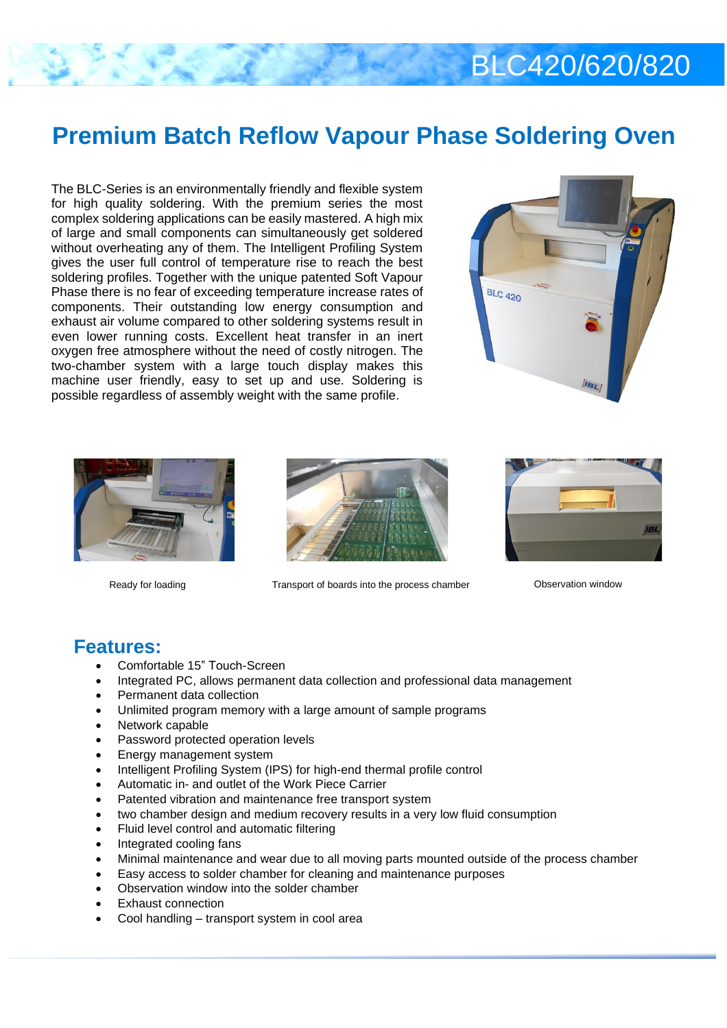# BLC420/620/820

## Premium Batch Reflow Vapour Phase Soldering Oven

The BLC-Series is an environmentally friendly and flexible system for high quality soldering. With the premium series the most complex soldering applications can be easily mastered. A high mix of large and small components can simultaneously get soldered without overheating any of them. The Intelligent Profiling System gives the user full control of temperature rise to reach the best soldering profiles. Together with the unique patented Soft Vapour Phase there is no fear of exceeding temperature increase rates of components. Their outstanding low energy consumption and exhaust air volume compared to other soldering systems result in even lower running costs. Excellent heat transfer in an inert oxygen free atmosphere without the need of costly nitrogen. The two-chamber system with a large touch display makes this machine user friendly, easy to set up and use. Soldering is possible regardless of assembly weight with the same profile.

Ready for loading

Transport of boards into the process chamber

Observation window

## Features:

- Comfortable 15" Touch-Screen
- Integrated PC, allows permanent data collection and professional data management
- Permanent data collection
- Unlimited program memory with a large amount of sample programs
- Network capable
- Password protected operation levels
- Energy management system
- Intelligent Profiling System (IPS) for high-end thermal profile control
- Automatic in- and outlet of the Work Piece Carrier
- Patented vibration and maintenance free transport system
- two chamber design and medium recovery results in a very low fluid consumption
- Fluid level control and automatic filtering
- Integrated cooling fans
- Minimal maintenance and wear due to all moving parts mounted outside of the process chamber
- Easy access to solder chamber for cleaning and maintenance purposes
- Observation window into the solder chamber
- Exhaust connection
- Cool handling – transport system in cool area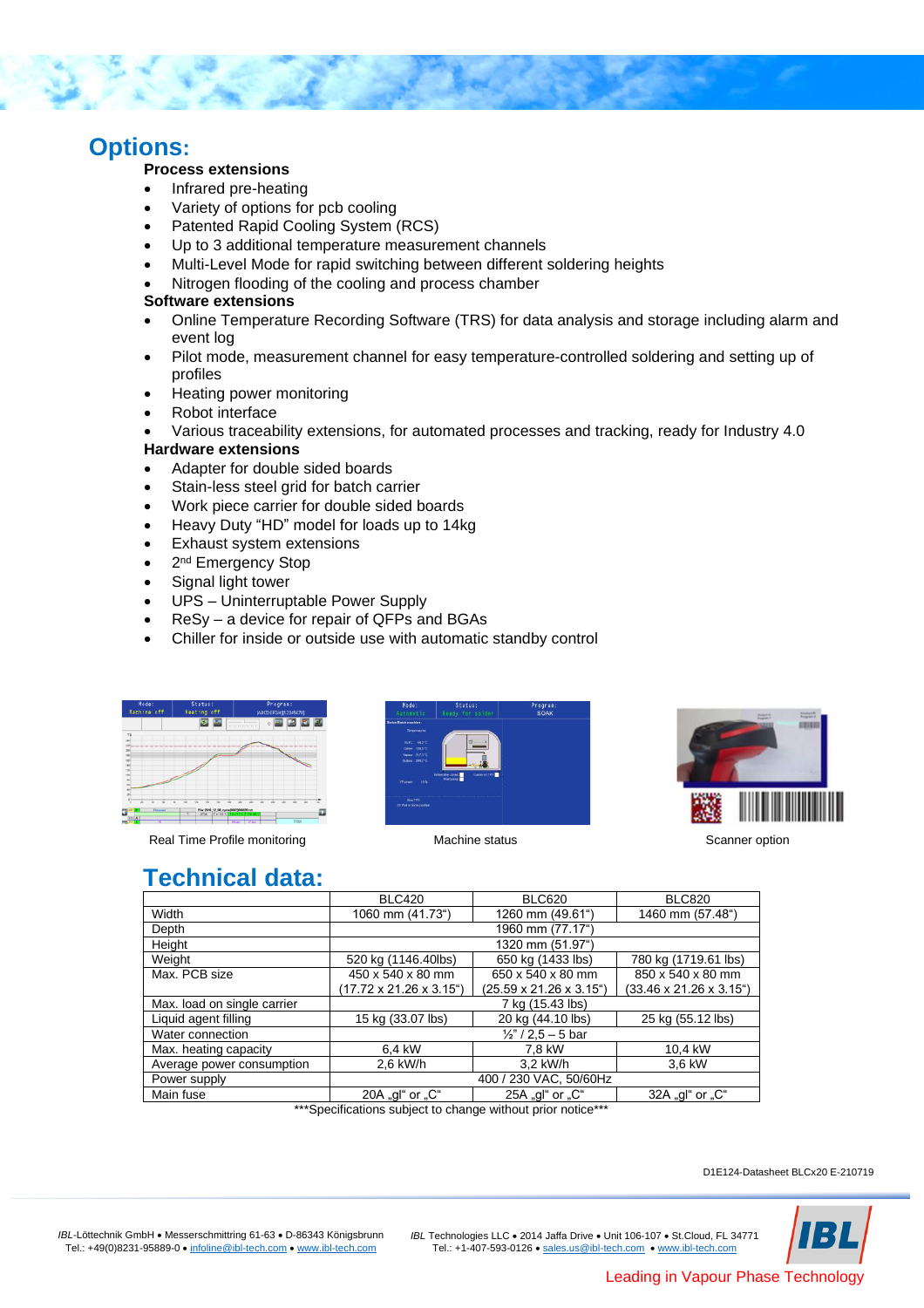# Options:

### Process extensions

- Infrared pre-heating
- Variety of options for pcb cooling
- Patented Rapid Cooling System (RCS)
- Up to 3 additional temperature measurement channels
- Multi-Level Mode for rapid switching between different soldering heights
- Nitrogen flooding of the cooling and process chamber

### Software extensions

- Online Temperature Recording Software (TRS) for data analysis and storage including alarm and event log
- Pilot mode, measurement channel for easy temperature-controlled soldering and setting up of profiles
- Heating power monitoring
- Robot interface
- Various traceability extensions, for automated processes and tracking, ready for Industry 4.0

### Hardware extensions

- Adapter for double sided boards
- Stain-less steel grid for batch carrier
- Work piece carrier for double sided boards
- Heavy Duty "HD" model for loads up to 14kg
- Exhaust system extensions
- 2nd Emergency Stop
- Signal light tower
- UPS – Uninterruptable Power Supply
- ReSy – a device for repair of QFPs and BGAs
- Chiller for inside or outside use with automatic standby control

Real Time Profile monitoring

Machine status

Scanner option

# Technical data:

| | BLC420 | BLC620 | BLC820 |
|---|---|---|---|
| Width | 1060 mm (41.73") | 1260 mm (49.61") | 1460 mm (57.48") |
| Depth | 1960 mm (77.17") | | |
| Height | 1320 mm (51.97") | | |
| Weight | 520 kg (1146.40lbs) | 650 kg (1433 lbs) | 780 kg (1719.61 lbs) |
| Max. PCB size | 450 x 540 x 80 mm (17.72 x 21.26 x 3.15") | 650 x 540 x 80 mm (25.59 x 21.26 x 3.15") | 850 x 540 x 80 mm (33.46 x 21.26 x 3.15") |
| Max. load on single carrier | 7 kg (15.43 lbs) | | |
| Liquid agent filling | 15 kg (33.07 lbs) | 20 kg (44.10 lbs) | 25 kg (55.12 lbs) |
| Water connection | ½" / 2,5 – 5 bar | | |
| Max. heating capacity | 6,4 kW | 7,8 kW | 10,4 kW |
| Average power consumption | 2,6 kW/h | 3,2 kW/h | 3,6 kW |
| Power supply | 400 / 230 VAC, 50/60Hz | | |
| Main fuse | 20A „gl" or „C" | 25A „gl" or „C" | 32A „gl" or „C" |

***Specifications subject to change without prior notice***

D1E124-Datasheet BLCx20 E-210719

*IBL*-Löttechnik GmbH • Messerschmittring 61-63 • D-86343 Königsbrunn
Tel.: +49(0)8231-95889-0 • infoline@ibl-tech.com • www.ibl-tech.com

*IBL* Technologies LLC • 2014 Jaffa Drive • Unit 106-107 • St.Cloud, FL 34771
Tel.: +1-407-593-0126 • sales.us@ibl-tech.com • www.ibl-tech.com

IBL

Leading in Vapour Phase Technology